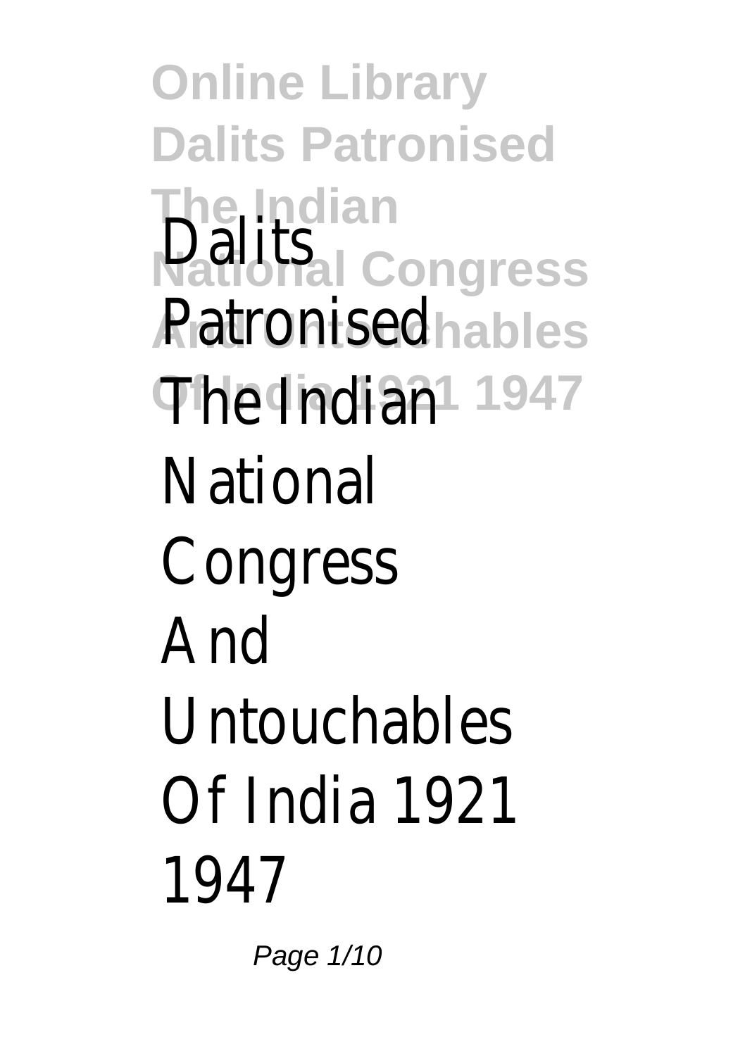# Dalits Patronised The Indian National Congress And Untouchables Of India 1921 1947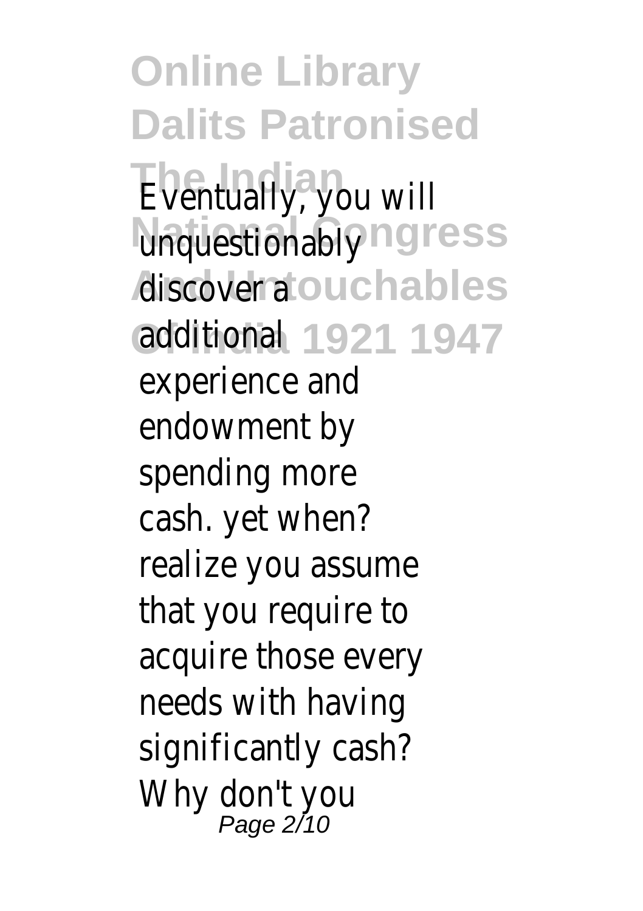Eventually, you will unquestionably discover a additional experience and endowment by spending more cash. yet when? realize you assume that you require to acquire those every needs with having significantly cash? Why don't you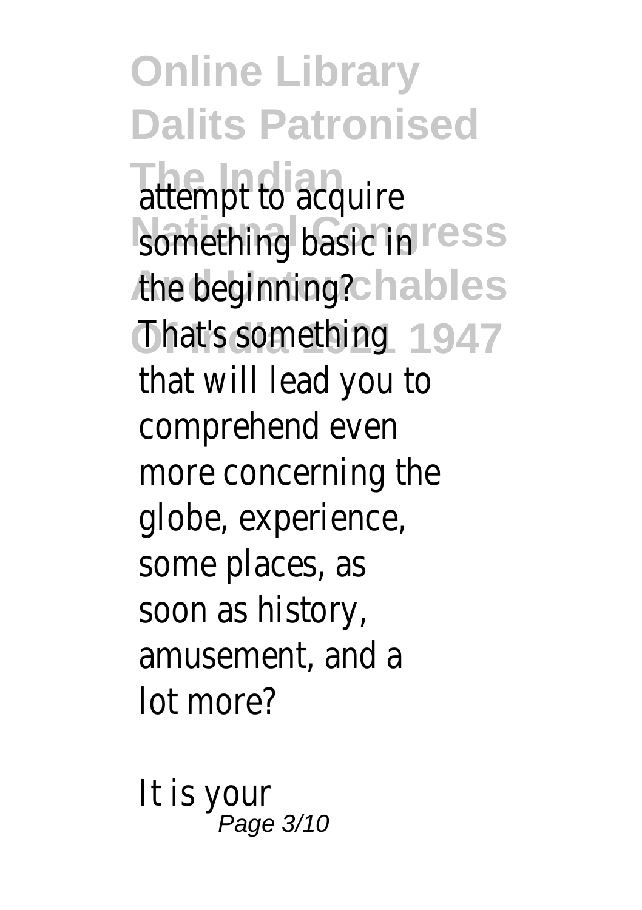attempt to acquire something basic in the beginning? That's something that will lead you to comprehend even more concerning the globe, experience, some places, as soon as history, amusement, and a lot more?

It is your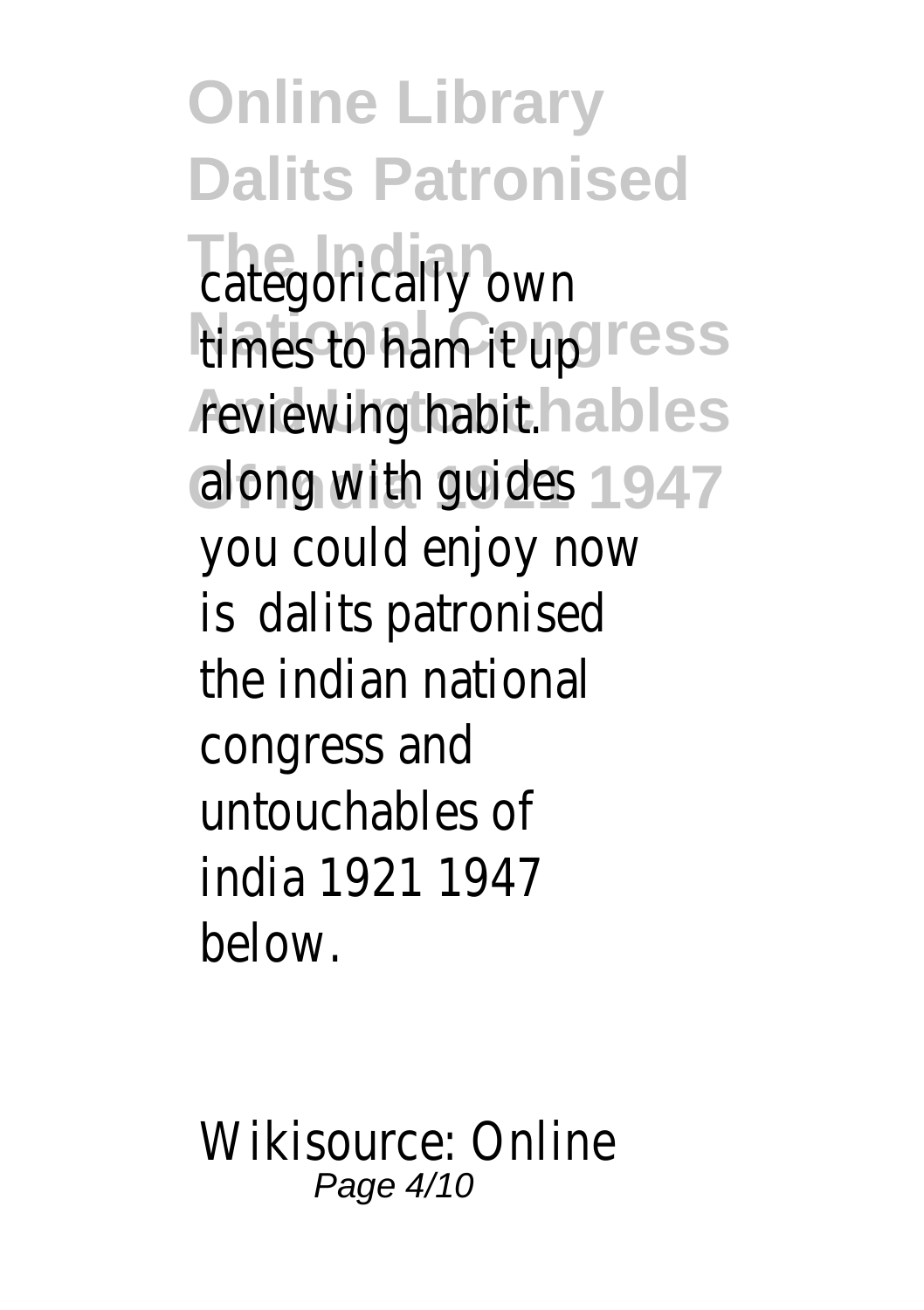categorically own times to ham it up reviewing habit. along with guides you could enjoy now is dalits patronised the indian national congress and untouchables of india 1921 1947 below.

Wikisource: Online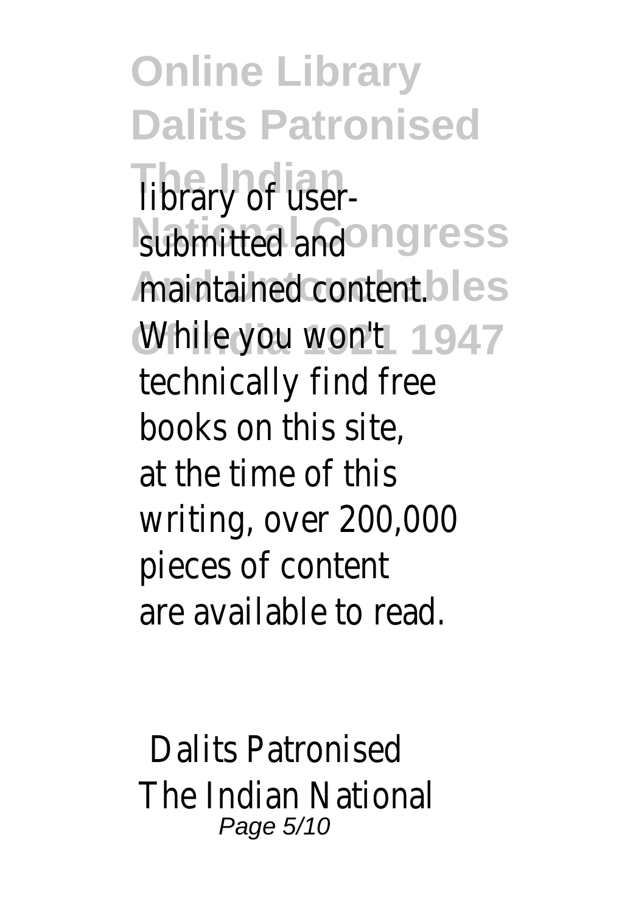library of user-submitted and maintained content. While you won't technically find free books on this site, at the time of this writing, over 200,000 pieces of content are available to read.

Dalits Patronised The Indian National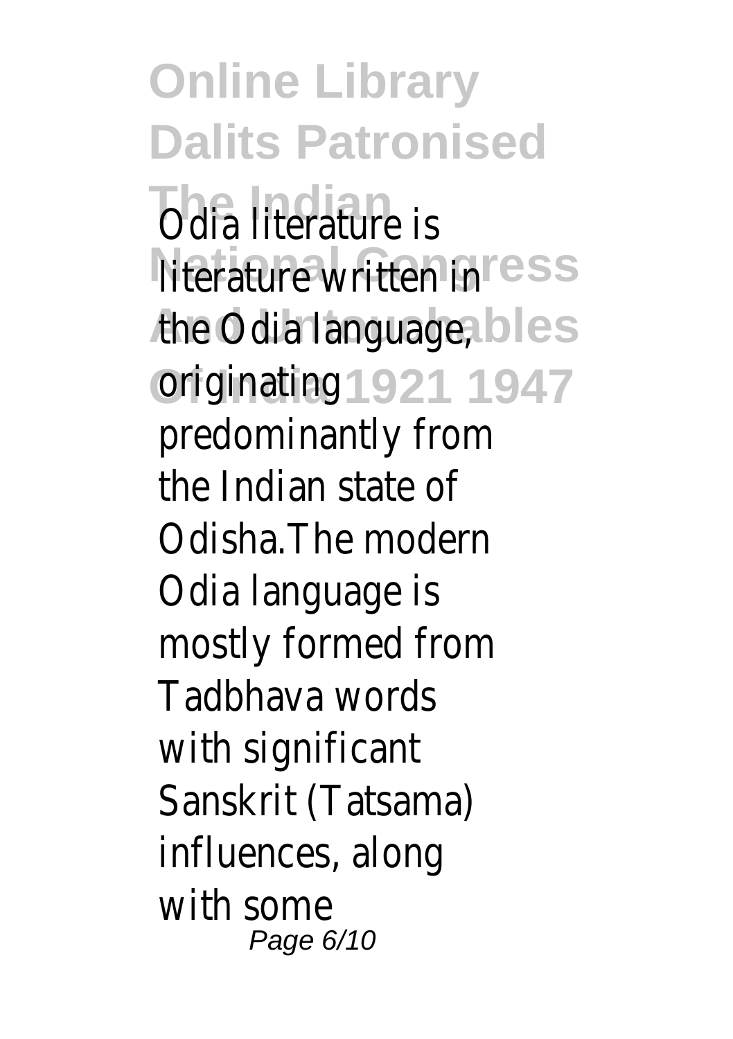Odia literature is literature written in the Odia language, originating predominantly from the Indian state of Odisha.The modern Odia language is mostly formed from Tadbhava words with significant Sanskrit (Tatsama) influences, along with some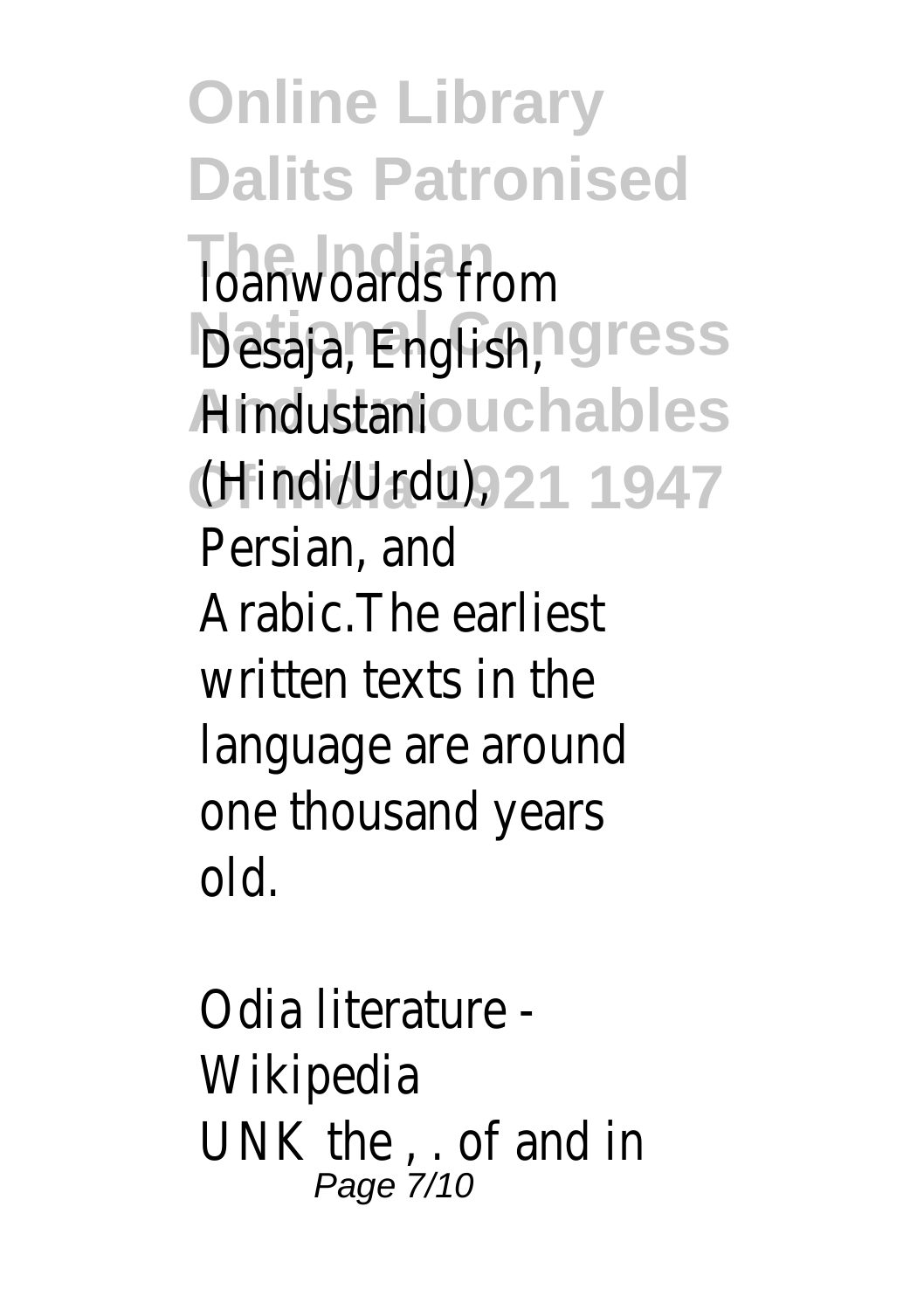loanwoards from Desaja, English, Hindustani (Hindi/Urdu), Persian, and Arabic.The earliest written texts in the language are around one thousand years old.

Odia literature - Wikipedia

UNK the , . of and in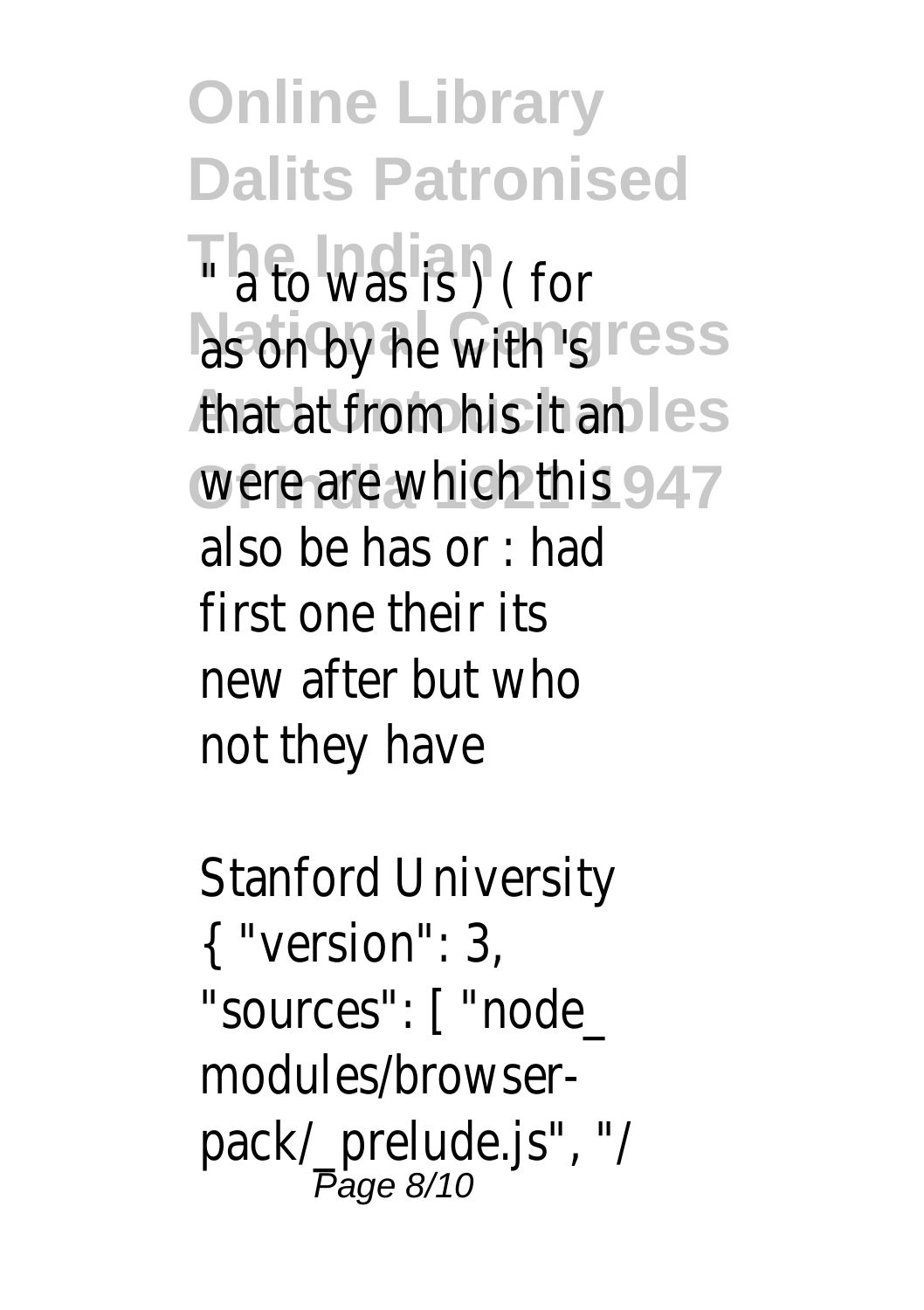" a to was is ) ( for as on by he with 's that at from his it an were are which this also be has or : had first one their its new after but who not they have

Stanford University { "version": 3, "sources": [ "node_ modules/browser-pack/_prelude.js", "/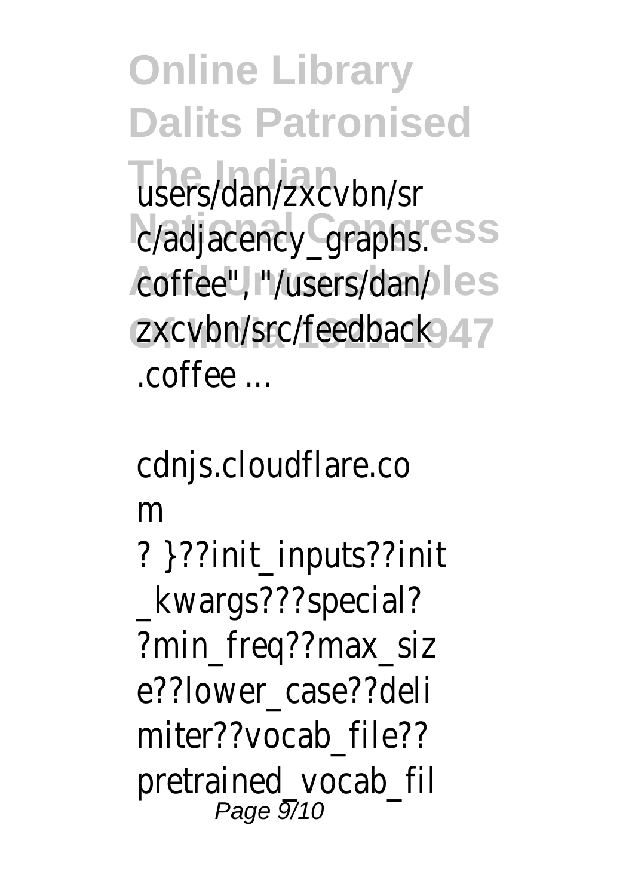users/dan/zxcvbn/src/adjacency_graphs.coffee", "/users/dan/zxcvbn/src/feedback.coffee ...

cdnjs.cloudflare.com

? }??init_inputs??init_kwargs???special??min_freq??max_size??lower_case??delimiter??vocab_file??pretrained_vocab_fil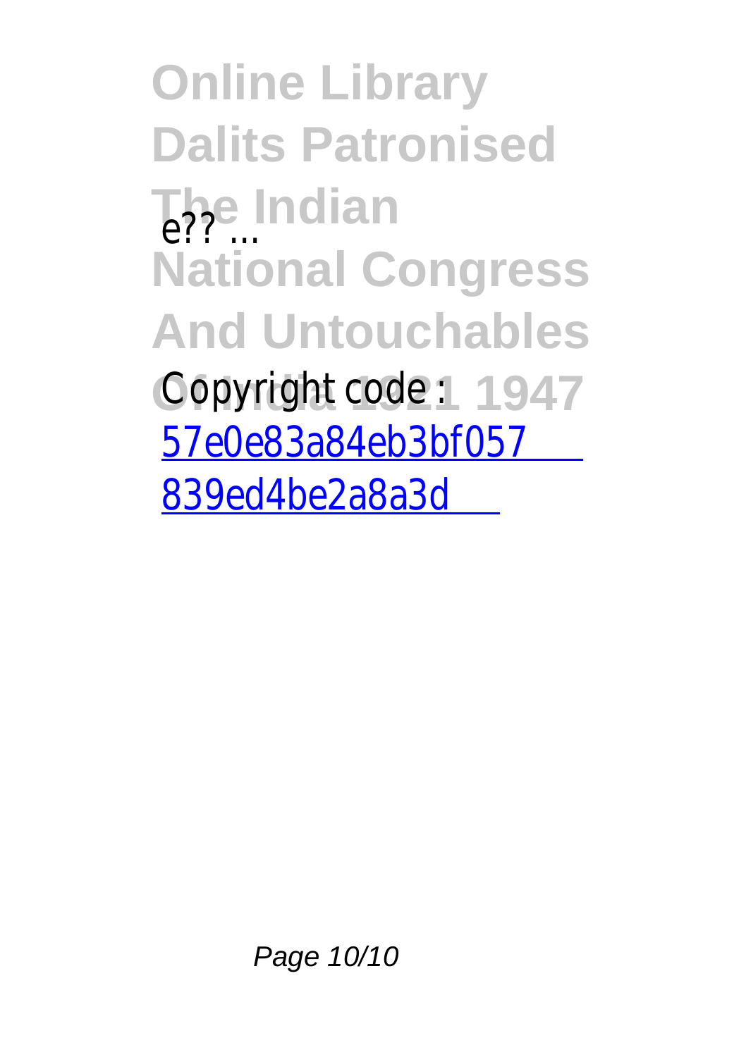e?? ...

Copyright code : [57e0e83a84eb3bf057839ed4be2a8a3d]()